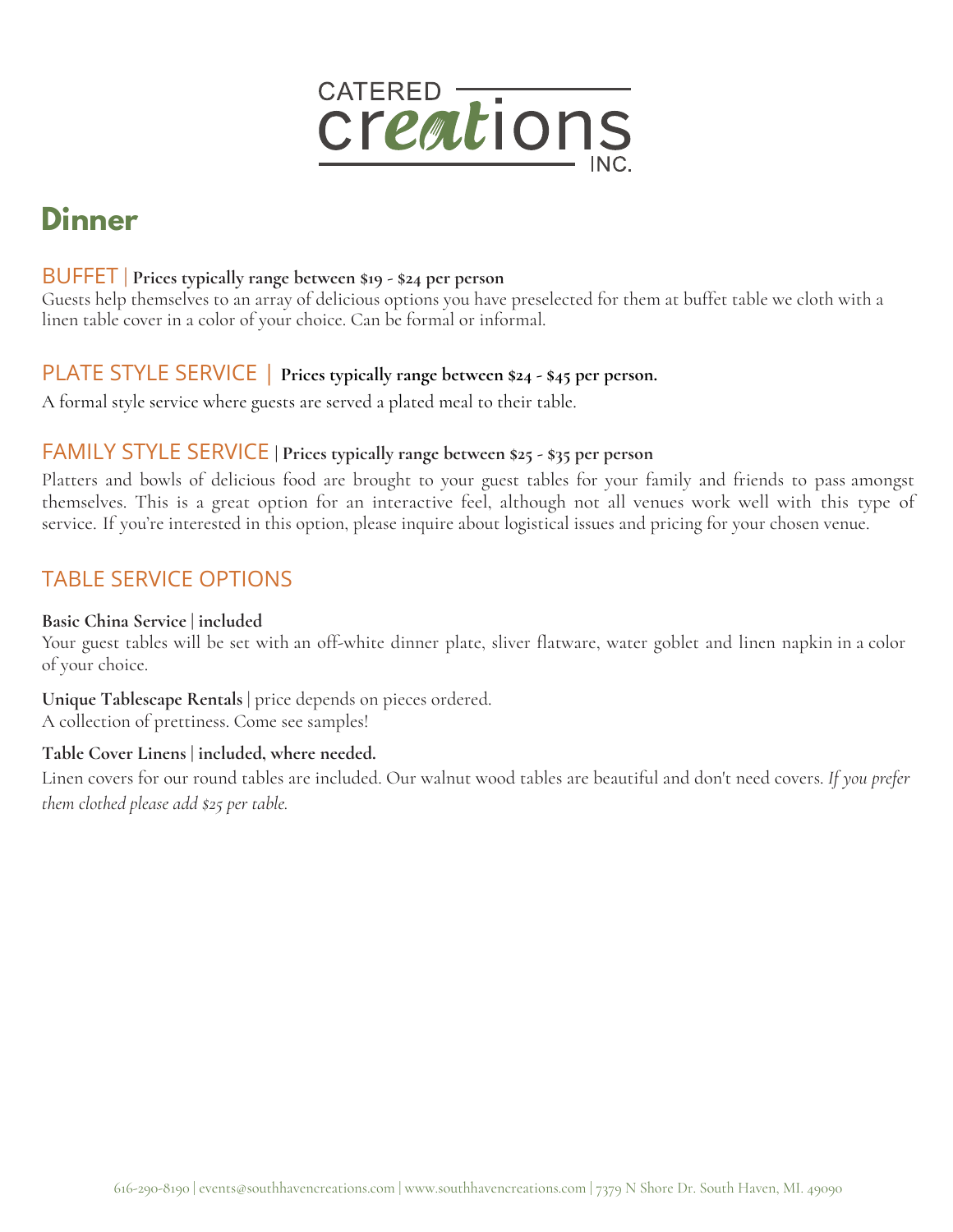CATERED creations INC.

# Dinner

## BUFFET | **Prices typically range between $19 - $24 per person**

Guests help themselves to an array of delicious options you have preselected for them at buffet table we cloth with a linen table cover in a color of your choice. Can be formal or informal.

## PLATE STYLE SERVICE | **Prices typically range between $24 - $45 per person.**

A formal style service where guests are served a plated meal to their table.

## FAMILY STYLE SERVICE | **Prices typically range between $25 - $35 per person**

Platters and bowls of delicious food are brought to your guest tables for your family and friends to pass amongst themselves. This is a great option for an interactive feel, although not all venues work well with this type of service. If you're interested in this option, please inquire about logistical issues and pricing for your chosen venue.

## TABLE SERVICE OPTIONS

**Basic China Service | included**
Your guest tables will be set with an off-white dinner plate, sliver flatware, water goblet and linen napkin in a color of your choice.

**Unique Tablescape Rentals** | price depends on pieces ordered.
A collection of prettiness. Come see samples!

**Table Cover Linens | included, where needed.**
Linen covers for our round tables are included. Our walnut wood tables are beautiful and don't need covers. *If you prefer them clothed please add $25 per table.*

616-290-8190 | events@southhavencreations.com | www.southhavencreations.com | 7379 N Shore Dr. South Haven, MI. 49090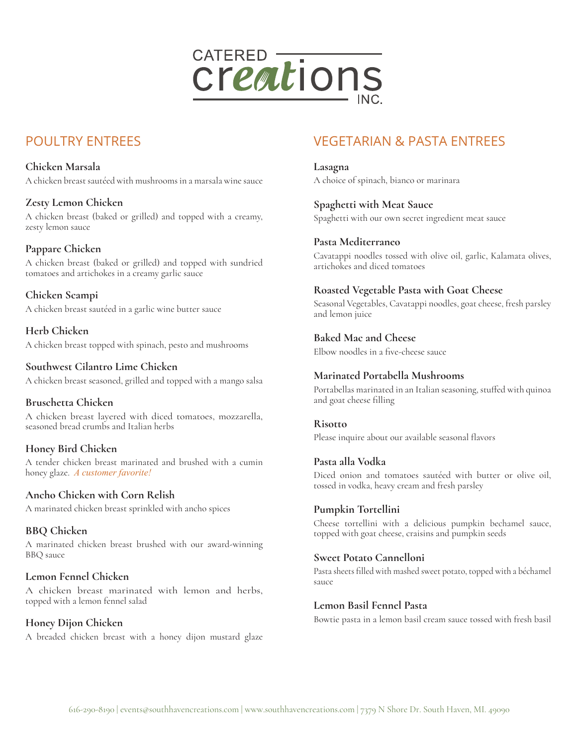# CATERED creations INC.

## POULTRY ENTREES

**Chicken Marsala**
A chicken breast sautéed with mushrooms in a marsala wine sauce

**Zesty Lemon Chicken**
A chicken breast (baked or grilled) and topped with a creamy, zesty lemon sauce

**Pappare Chicken**
A chicken breast (baked or grilled) and topped with sundried tomatoes and artichokes in a creamy garlic sauce

**Chicken Scampi**
A chicken breast sautéed in a garlic wine butter sauce

**Herb Chicken**
A chicken breast topped with spinach, pesto and mushrooms

**Southwest Cilantro Lime Chicken**
A chicken breast seasoned, grilled and topped with a mango salsa

**Bruschetta Chicken**
A chicken breast layered with diced tomatoes, mozzarella, seasoned bread crumbs and Italian herbs

**Honey Bird Chicken**
A tender chicken breast marinated and brushed with a cumin honey glaze. *A customer favorite!*

**Ancho Chicken with Corn Relish**
A marinated chicken breast sprinkled with ancho spices

**BBQ Chicken**
A marinated chicken breast brushed with our award-winning BBQ sauce

**Lemon Fennel Chicken**
A chicken breast marinated with lemon and herbs, topped with a lemon fennel salad

**Honey Dijon Chicken**
A breaded chicken breast with a honey dijon mustard glaze

## VEGETARIAN & PASTA ENTREES

**Lasagna**
A choice of spinach, bianco or marinara

**Spaghetti with Meat Sauce**
Spaghetti with our own secret ingredient meat sauce

**Pasta Mediterraneo**
Cavatappi noodles tossed with olive oil, garlic, Kalamata olives, artichokes and diced tomatoes

**Roasted Vegetable Pasta with Goat Cheese**
Seasonal Vegetables, Cavatappi noodles, goat cheese, fresh parsley and lemon juice

**Baked Mac and Cheese**
Elbow noodles in a five-cheese sauce

**Marinated Portabella Mushrooms**
Portabellas marinated in an Italian seasoning, stuffed with quinoa and goat cheese filling

**Risotto**
Please inquire about our available seasonal flavors

**Pasta alla Vodka**
Diced onion and tomatoes sautéed with butter or olive oil, tossed in vodka, heavy cream and fresh parsley

**Pumpkin Tortellini**
Cheese tortellini with a delicious pumpkin bechamel sauce, topped with goat cheese, craisins and pumpkin seeds

**Sweet Potato Cannelloni**
Pasta sheets filled with mashed sweet potato, topped with a béchamel sauce

**Lemon Basil Fennel Pasta**
Bowtie pasta in a lemon basil cream sauce tossed with fresh basil

616-290-8190 | events@southhavencreations.com | www.southhavencreations.com | 7379 N Shore Dr. South Haven, MI. 49090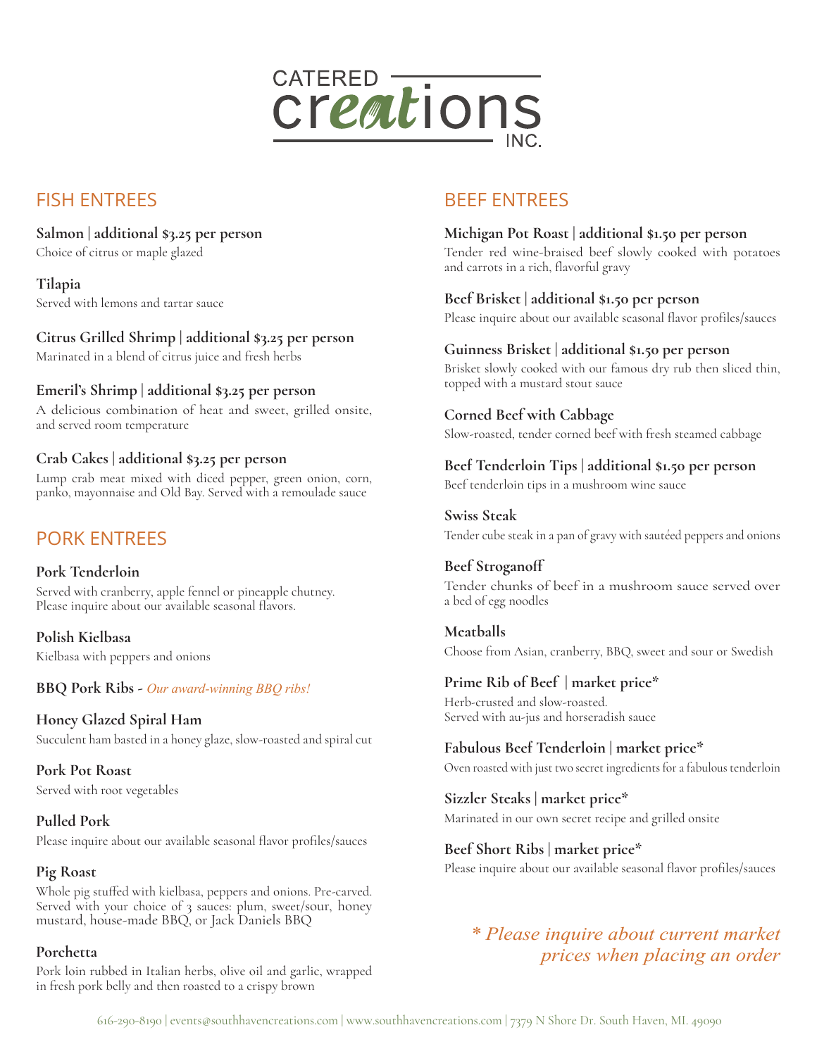# CATERED creations INC.

## FISH ENTREES

**Salmon | additional $3.25 per person**
Choice of citrus or maple glazed

**Tilapia**
Served with lemons and tartar sauce

**Citrus Grilled Shrimp | additional $3.25 per person**
Marinated in a blend of citrus juice and fresh herbs

**Emeril's Shrimp | additional $3.25 per person**
A delicious combination of heat and sweet, grilled onsite, and served room temperature

**Crab Cakes | additional $3.25 per person**
Lump crab meat mixed with diced pepper, green onion, corn, panko, mayonnaise and Old Bay. Served with a remoulade sauce

## PORK ENTREES

**Pork Tenderloin**
Served with cranberry, apple fennel or pineapple chutney. Please inquire about our available seasonal flavors.

**Polish Kielbasa**
Kielbasa with peppers and onions

**BBQ Pork Ribs** - *Our award-winning BBQ ribs!*

**Honey Glazed Spiral Ham**
Succulent ham basted in a honey glaze, slow-roasted and spiral cut

**Pork Pot Roast**
Served with root vegetables

**Pulled Pork**
Please inquire about our available seasonal flavor profiles/sauces

**Pig Roast**
Whole pig stuffed with kielbasa, peppers and onions. Pre-carved. Served with your choice of 3 sauces: plum, sweet/sour, honey mustard, house-made BBQ, or Jack Daniels BBQ

**Porchetta**
Pork loin rubbed in Italian herbs, olive oil and garlic, wrapped in fresh pork belly and then roasted to a crispy brown

## BEEF ENTREES

**Michigan Pot Roast | additional $1.50 per person**
Tender red wine-braised beef slowly cooked with potatoes and carrots in a rich, flavorful gravy

**Beef Brisket | additional $1.50 per person**
Please inquire about our available seasonal flavor profiles/sauces

**Guinness Brisket | additional $1.50 per person**
Brisket slowly cooked with our famous dry rub then sliced thin, topped with a mustard stout sauce

**Corned Beef with Cabbage**
Slow-roasted, tender corned beef with fresh steamed cabbage

**Beef Tenderloin Tips | additional $1.50 per person**
Beef tenderloin tips in a mushroom wine sauce

**Swiss Steak**
Tender cube steak in a pan of gravy with sautéed peppers and onions

**Beef Stroganoff**
Tender chunks of beef in a mushroom sauce served over a bed of egg noodles

**Meatballs**
Choose from Asian, cranberry, BBQ, sweet and sour or Swedish

**Prime Rib of Beef | market price***
Herb-crusted and slow-roasted.
Served with au-jus and horseradish sauce

**Fabulous Beef Tenderloin | market price***
Oven roasted with just two secret ingredients for a fabulous tenderloin

**Sizzler Steaks | market price***
Marinated in our own secret recipe and grilled onsite

**Beef Short Ribs | market price***
Please inquire about our available seasonal flavor profiles/sauces

*\* Please inquire about current market prices when placing an order*

616-290-8190 | events@southhavencreations.com | www.southhavencreations.com | 7379 N Shore Dr. South Haven, MI. 49090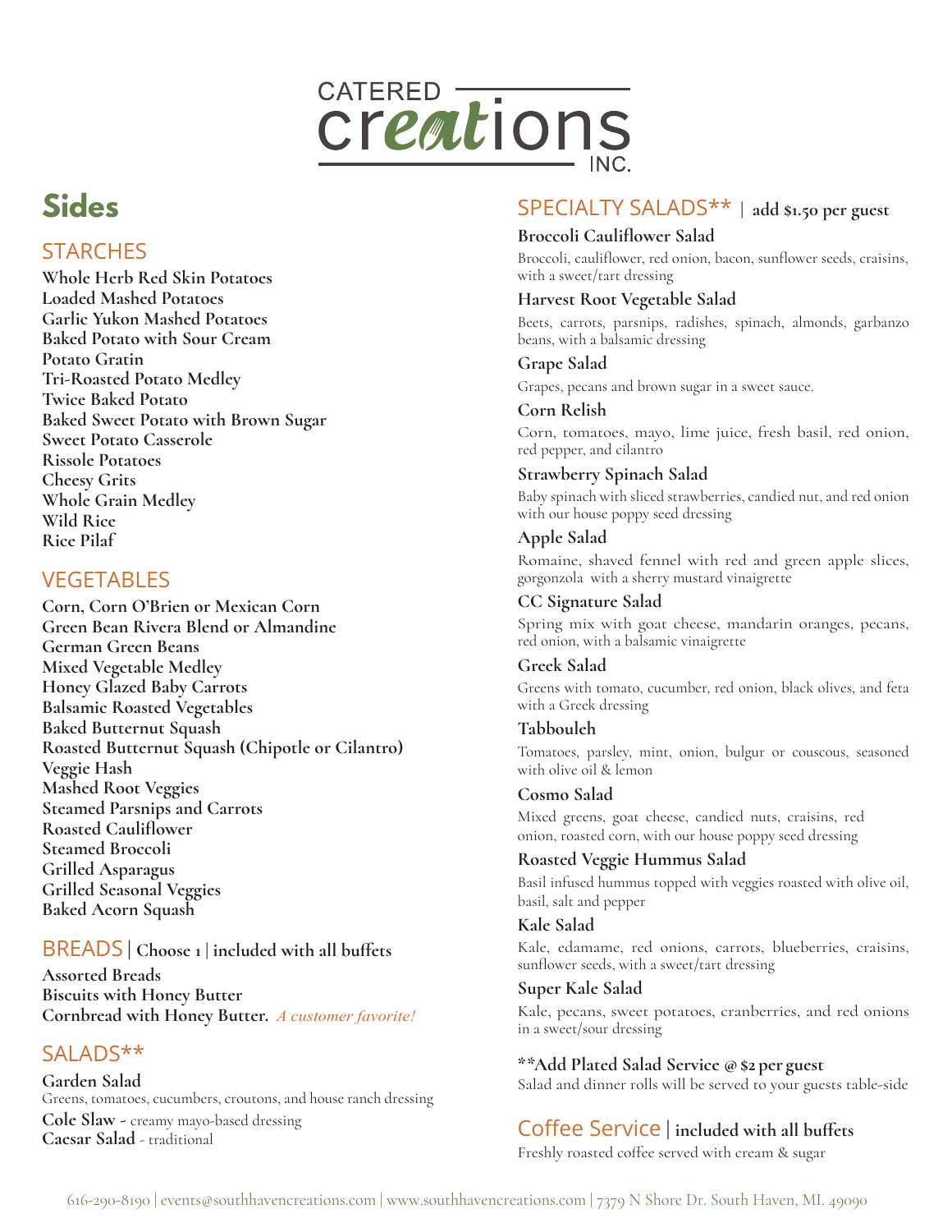CATERED creations INC.

# Sides

## STARCHES

**Whole Herb Red Skin Potatoes**
**Loaded Mashed Potatoes**
**Garlic Yukon Mashed Potatoes**
**Baked Potato with Sour Cream**
**Potato Gratin**
**Tri-Roasted Potato Medley**
**Twice Baked Potato**
**Baked Sweet Potato with Brown Sugar**
**Sweet Potato Casserole**
**Rissole Potatoes**
**Cheesy Grits**
**Whole Grain Medley**
**Wild Rice**
**Rice Pilaf**

## VEGETABLES

**Corn, Corn O'Brien or Mexican Corn**
**Green Bean Rivera Blend or Almandine**
**German Green Beans**
**Mixed Vegetable Medley**
**Honey Glazed Baby Carrots**
**Balsamic Roasted Vegetables**
**Baked Butternut Squash**
**Roasted Butternut Squash (Chipotle or Cilantro)**
**Veggie Hash**
**Mashed Root Veggies**
**Steamed Parsnips and Carrots**
**Roasted Cauliflower**
**Steamed Broccoli**
**Grilled Asparagus**
**Grilled Seasonal Veggies**
**Baked Acorn Squash**

## BREADS | Choose 1 | included with all buffets

**Assorted Breads**
**Biscuits with Honey Butter**
**Cornbread with Honey Butter.** *A customer favorite!*

## SALADS**

**Garden Salad**
Greens, tomatoes, cucumbers, croutons, and house ranch dressing

**Cole Slaw** - creamy mayo-based dressing

**Caesar Salad** - traditional

## SPECIALTY SALADS** | add $1.50 per guest

**Broccoli Cauliflower Salad**
Broccoli, cauliflower, red onion, bacon, sunflower seeds, craisins, with a sweet/tart dressing

**Harvest Root Vegetable Salad**
Beets, carrots, parsnips, radishes, spinach, almonds, garbanzo beans, with a balsamic dressing

**Grape Salad**
Grapes, pecans and brown sugar in a sweet sauce.

**Corn Relish**
Corn, tomatoes, mayo, lime juice, fresh basil, red onion, red pepper, and cilantro

**Strawberry Spinach Salad**
Baby spinach with sliced strawberries, candied nut, and red onion with our house poppy seed dressing

**Apple Salad**
Romaine, shaved fennel with red and green apple slices, gorgonzola with a sherry mustard vinaigrette

**CC Signature Salad**
Spring mix with goat cheese, mandarin oranges, pecans, red onion, with a balsamic vinaigrette

**Greek Salad**
Greens with tomato, cucumber, red onion, black olives, and feta with a Greek dressing

**Tabbouleh**
Tomatoes, parsley, mint, onion, bulgur or couscous, seasoned with olive oil & lemon

**Cosmo Salad**
Mixed greens, goat cheese, candied nuts, craisins, red onion, roasted corn, with our house poppy seed dressing

**Roasted Veggie Hummus Salad**
Basil infused hummus topped with veggies roasted with olive oil, basil, salt and pepper

**Kale Salad**
Kale, edamame, red onions, carrots, blueberries, craisins, sunflower seeds, with a sweet/tart dressing

**Super Kale Salad**
Kale, pecans, sweet potatoes, cranberries, and red onions in a sweet/sour dressing

****Add Plated Salad Service @ $2 per guest**
Salad and dinner rolls will be served to your guests table-side

## Coffee Service | included with all buffets

Freshly roasted coffee served with cream & sugar

616-290-8190 | events@southhavencreations.com | www.southhavencreations.com | 7379 N Shore Dr. South Haven, MI. 49090